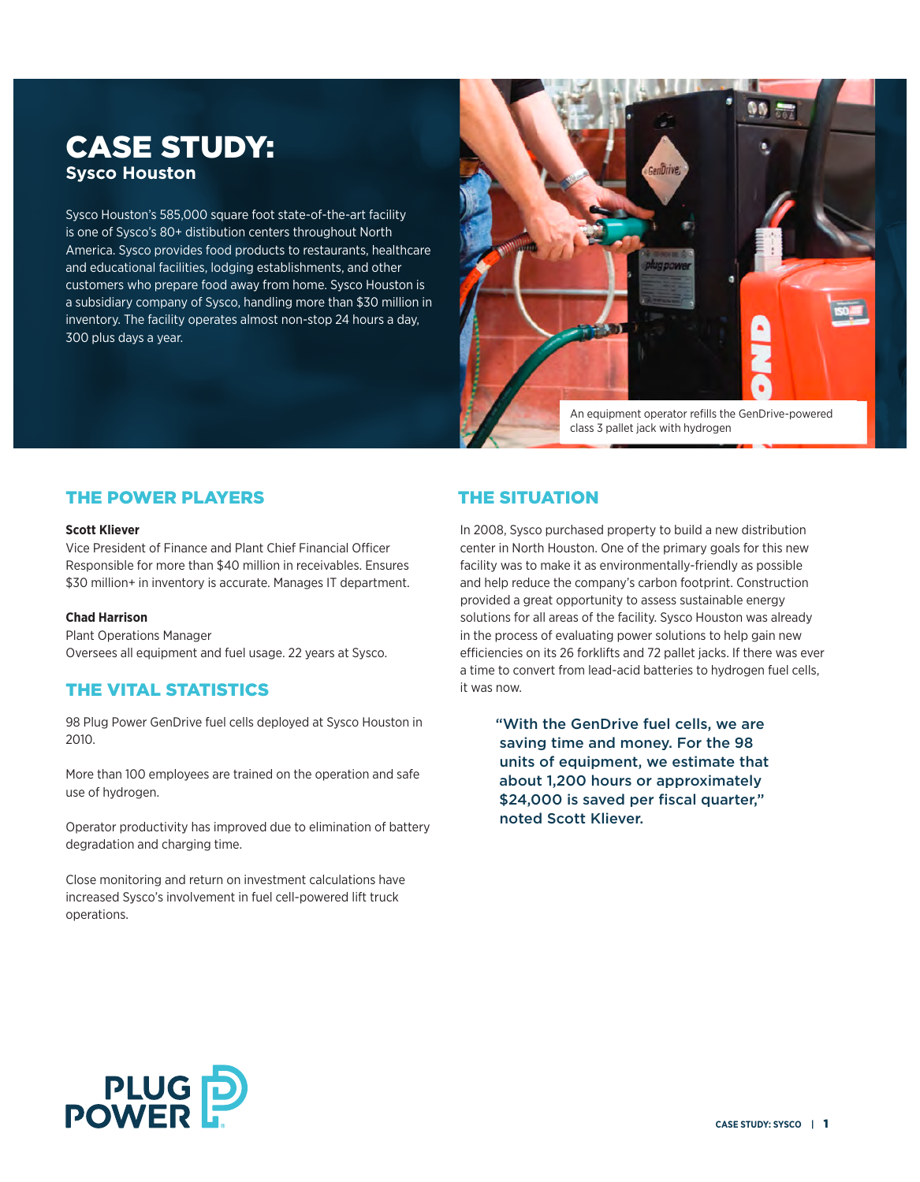# CASE STUDY:

## Sysco Houston

Sysco Houston's 585,000 square foot state-of-the-art facility is one of Sysco's 80+ distribution centers throughout North America. Sysco provides food products to restaurants, healthcare and educational facilities, lodging establishments, and other customers who prepare food away from home. Sysco Houston is a subsidiary company of Sysco, handling more than $30 million in inventory. The facility operates almost non-stop 24 hours a day, 300 plus days a year.

An equipment operator refills the GenDrive-powered class 3 pallet jack with hydrogen

## THE POWER PLAYERS

**Scott Kliever**
Vice President of Finance and Plant Chief Financial Officer
Responsible for more than $40 million in receivables. Ensures $30 million+ in inventory is accurate. Manages IT department.

**Chad Harrison**
Plant Operations Manager
Oversees all equipment and fuel usage. 22 years at Sysco.

## THE VITAL STATISTICS

98 Plug Power GenDrive fuel cells deployed at Sysco Houston in 2010.

More than 100 employees are trained on the operation and safe use of hydrogen.

Operator productivity has improved due to elimination of battery degradation and charging time.

Close monitoring and return on investment calculations have increased Sysco's involvement in fuel cell-powered lift truck operations.

## THE SITUATION

In 2008, Sysco purchased property to build a new distribution center in North Houston. One of the primary goals for this new facility was to make it as environmentally-friendly as possible and help reduce the company's carbon footprint. Construction provided a great opportunity to assess sustainable energy solutions for all areas of the facility. Sysco Houston was already in the process of evaluating power solutions to help gain new efficiencies on its 26 forklifts and 72 pallet jacks. If there was ever a time to convert from lead-acid batteries to hydrogen fuel cells, it was now.

> **"With the GenDrive fuel cells, we are saving time and money. For the 98 units of equipment, we estimate that about 1,200 hours or approximately $24,000 is saved per fiscal quarter," noted Scott Kliever.**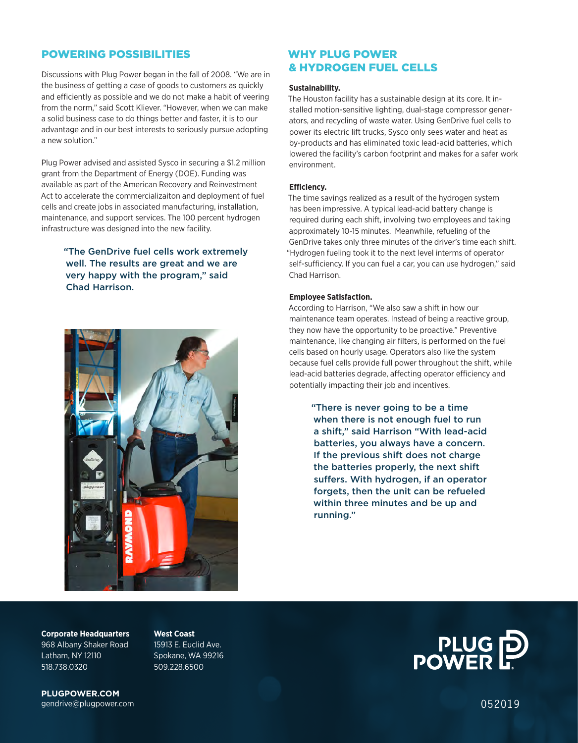## POWERING POSSIBILITIES

Discussions with Plug Power began in the fall of 2008. "We are in the business of getting a case of goods to customers as quickly and efficiently as possible and we do not make a habit of veering from the norm," said Scott Kliever. "However, when we can make a solid business case to do things better and faster, it is to our advantage and in our best interests to seriously pursue adopting a new solution."

Plug Power advised and assisted Sysco in securing a $1.2 million grant from the Department of Energy (DOE). Funding was available as part of the American Recovery and Reinvestment Act to accelerate the commercializaiton and deployment of fuel cells and create jobs in associated manufacturing, installation, maintenance, and support services. The 100 percent hydrogen infrastructure was designed into the new facility.

"The GenDrive fuel cells work extremely well. The results are great and we are very happy with the program," said Chad Harrison.

## WHY PLUG POWER & HYDROGEN FUEL CELLS

**Sustainability.**

The Houston facility has a sustainable design at its core. It installed motion-sensitive lighting, dual-stage compressor generators, and recycling of waste water. Using GenDrive fuel cells to power its electric lift trucks, Sysco only sees water and heat as by-products and has eliminated toxic lead-acid batteries, which lowered the facility's carbon footprint and makes for a safer work environment.

**Efficiency.**

The time savings realized as a result of the hydrogen system has been impressive. A typical lead-acid battery change is required during each shift, involving two employees and taking approximately 10-15 minutes. Meanwhile, refueling of the GenDrive takes only three minutes of the driver's time each shift. "Hydrogen fueling took it to the next level interms of operator self-sufficiency. If you can fuel a car, you can use hydrogen," said Chad Harrison.

**Employee Satisfaction.**

According to Harrison, "We also saw a shift in how our maintenance team operates. Instead of being a reactive group, they now have the opportunity to be proactive." Preventive maintenance, like changing air filters, is performed on the fuel cells based on hourly usage. Operators also like the system because fuel cells provide full power throughout the shift, while lead-acid batteries degrade, affecting operator efficiency and potentially impacting their job and incentives.

"There is never going to be a time when there is not enough fuel to run a shift," said Harrison "With lead-acid batteries, you always have a concern. If the previous shift does not charge the batteries properly, the next shift suffers. With hydrogen, if an operator forgets, then the unit can be refueled within three minutes and be up and running."

**Corporate Headquarters**
968 Albany Shaker Road
Latham, NY 12110
518.738.0320

**West Coast**
15913 E. Euclid Ave.
Spokane, WA 99216
509.228.6500

**PLUGPOWER.COM**
gendrive@plugpower.com

PLUG POWER

052019